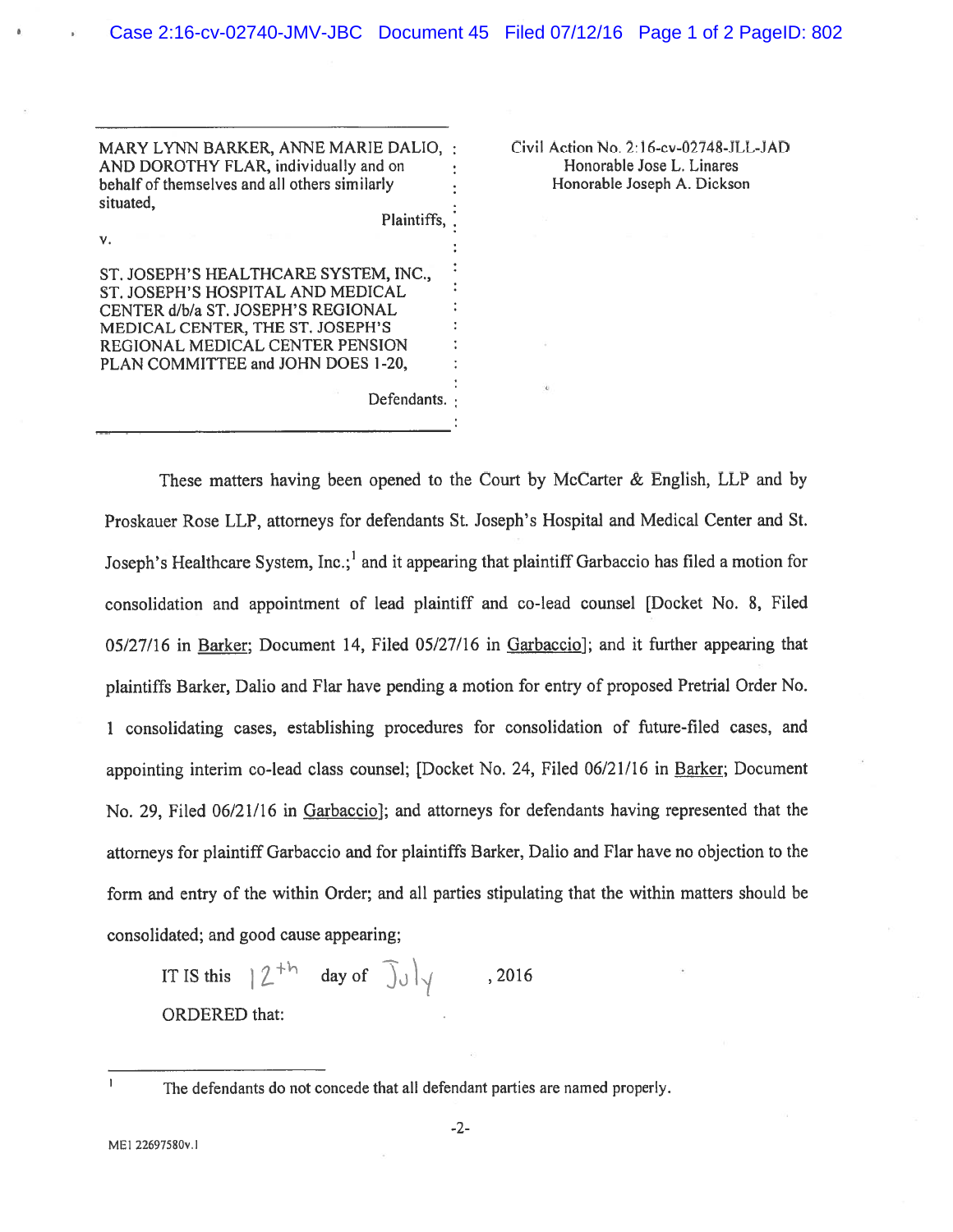| MARY LYNN BARKER, ANNE MARIE DALIO, AND DOROTHY FLAR, individually and on behalf of themselves and all others similarly situated, Plaintiffs, v. ST. JOSEPH'S HEALTHCARE SYSTEM, INC., ST. JOSEPH'S HOSPITAL AND MEDICAL CENTER d/b/a ST. JOSEPH'S REGIONAL MEDICAL CENTER, THE ST. JOSEPH'S REGIONAL MEDICAL CENTER PENSION PLAN COMMITTEE and JOHN DOES 1-20, Defendants. | Civil Action No. 2:16-cv-02748-JLL-JAD Honorable Jose L. Linares Honorable Joseph A. Dickson |
| --- | --- |

These matters having been opened to the Court by McCarter & English, LLP and by Proskauer Rose LLP, attorneys for defendants St. Joseph's Hospital and Medical Center and St. Joseph's Healthcare System, Inc.;[1] and it appearing that plaintiff Garbaccio has filed a motion for consolidation and appointment of lead plaintiff and co-lead counsel [Docket No. 8, Filed 05/27/16 in Barker; Document 14, Filed 05/27/16 in Garbaccio]; and it further appearing that plaintiffs Barker, Dalio and Flar have pending a motion for entry of proposed Pretrial Order No. 1 consolidating cases, establishing procedures for consolidation of future-filed cases, and appointing interim co-lead class counsel; [Docket No. 24, Filed 06/21/16 in Barker; Document No. 29, Filed 06/21/16 in Garbaccio]; and attorneys for defendants having represented that the attorneys for plaintiff Garbaccio and for plaintiffs Barker, Dalio and Flar have no objection to the form and entry of the within Order; and all parties stipulating that the within matters should be consolidated; and good cause appearing;

IT IS this 12th day of July, 2016

ORDERED that:

[1] The defendants do not concede that all defendant parties are named properly.

ME1 22697580v.1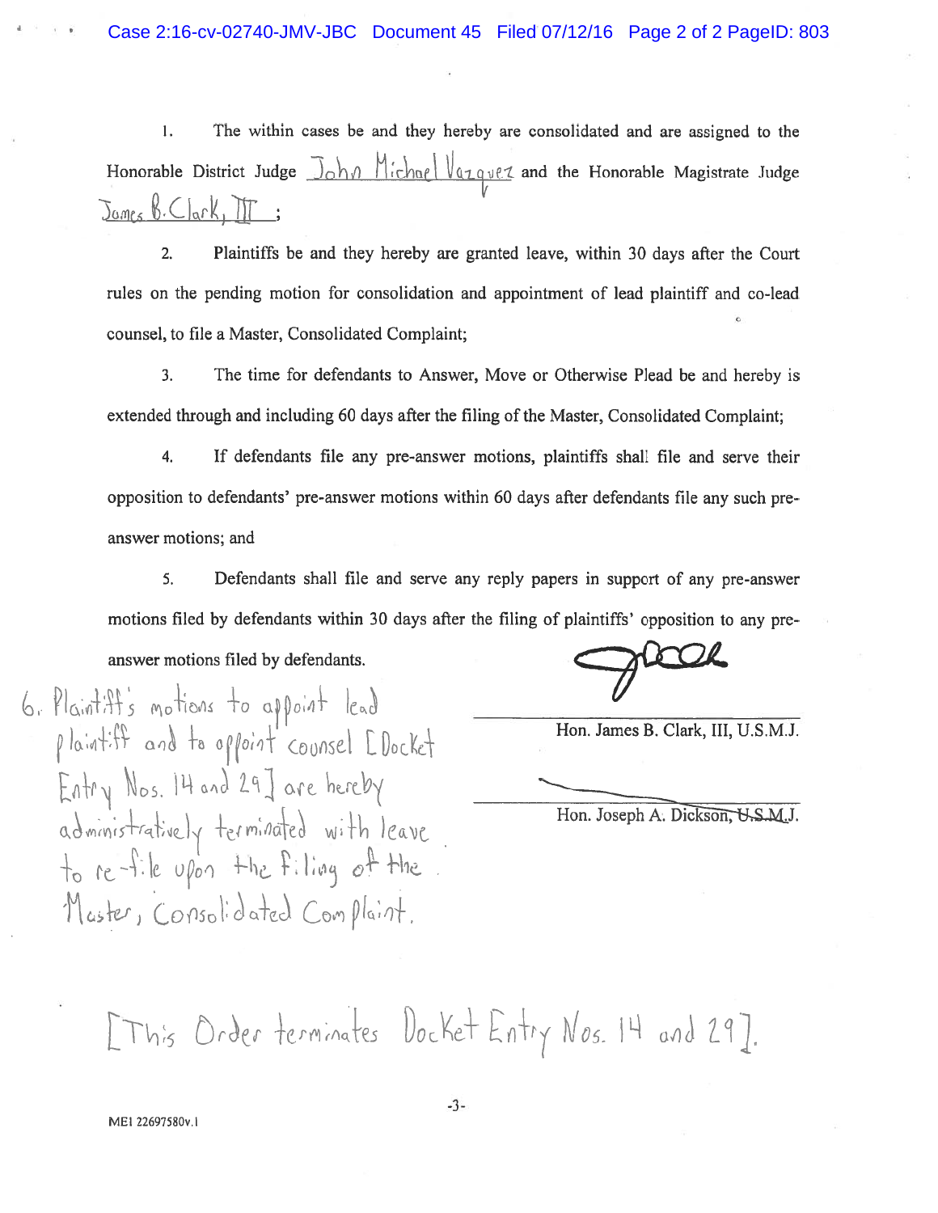1. The within cases be and they hereby are consolidated and are assigned to the Honorable District Judge John Michael Vazquez and the Honorable Magistrate Judge James B. Clark, III ;

2. Plaintiffs be and they hereby are granted leave, within 30 days after the Court rules on the pending motion for consolidation and appointment of lead plaintiff and co-lead counsel, to file a Master, Consolidated Complaint;

3. The time for defendants to Answer, Move or Otherwise Plead be and hereby is extended through and including 60 days after the filing of the Master, Consolidated Complaint;

4. If defendants file any pre-answer motions, plaintiffs shall file and serve their opposition to defendants' pre-answer motions within 60 days after defendants file any such pre-answer motions; and

5. Defendants shall file and serve any reply papers in support of any pre-answer motions filed by defendants within 30 days after the filing of plaintiffs' opposition to any pre-answer motions filed by defendants.

6. Plaintiff's motions to appoint lead plaintiff and to appoint counsel [Docket Entry Nos. 14 and 29] are hereby administratively terminated with leave to re-file upon the filing of the Master, Consolidated Complaint.

Hon. James B. Clark, III, U.S.M.J.

~~Hon. Joseph A. Dickson, U.S.M.J.~~

[This Order terminates Docket Entry Nos. 14 and 29].

ME1 22697580v.1